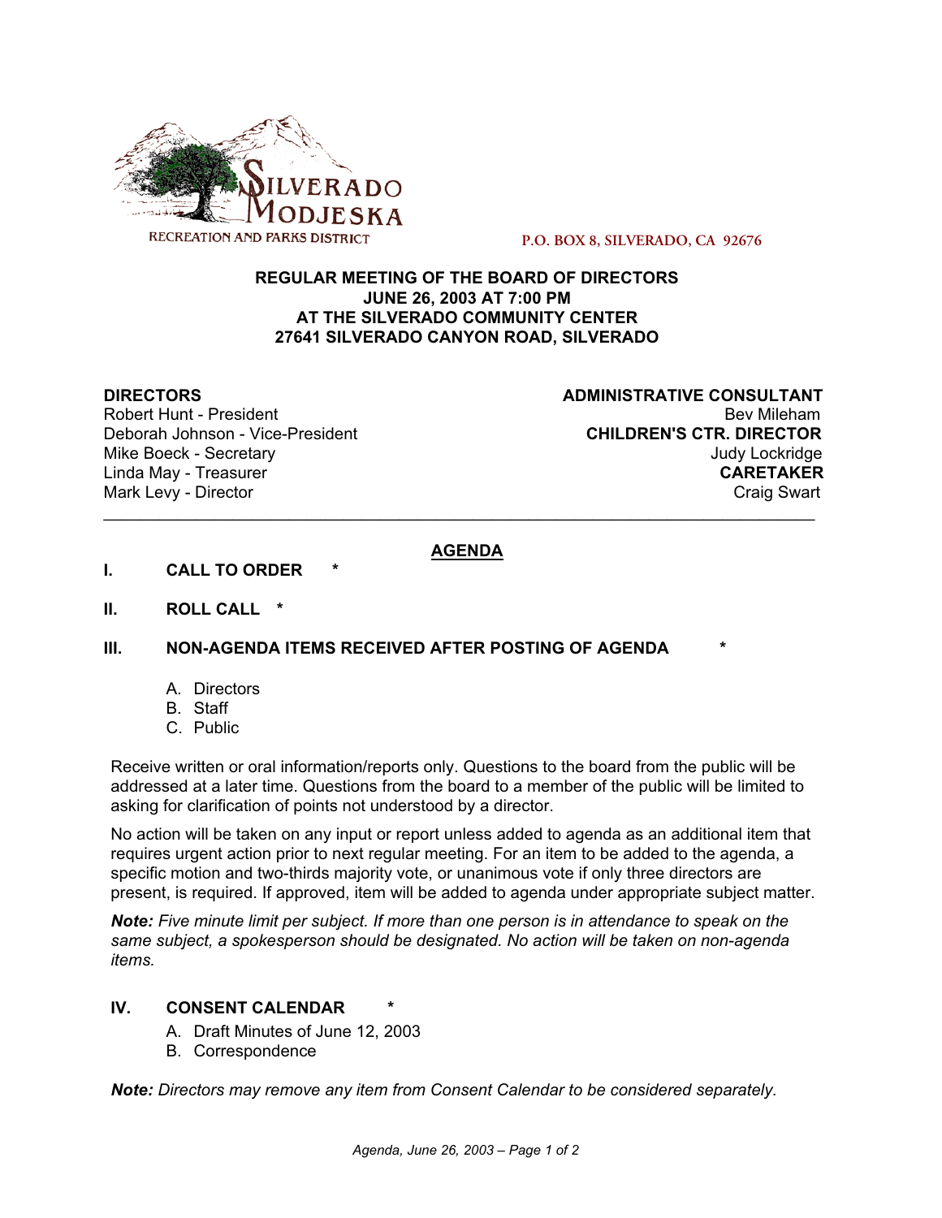SILVERADO MODJESKA
RECREATION AND PARKS DISTRICT

P.O. BOX 8, SILVERADO, CA 92676

**REGULAR MEETING OF THE BOARD OF DIRECTORS**
**JUNE 26, 2003 AT 7:00 PM**
**AT THE SILVERADO COMMUNITY CENTER**
**27641 SILVERADO CANYON ROAD, SILVERADO**

**DIRECTORS**
Robert Hunt - President
Deborah Johnson - Vice-President
Mike Boeck - Secretary
Linda May - Treasurer
Mark Levy - Director

**ADMINISTRATIVE CONSULTANT**
Bev Mileham
**CHILDREN'S CTR. DIRECTOR**
Judy Lockridge
**CARETAKER**
Craig Swart

---

## AGENDA

**I. CALL TO ORDER** *

**II. ROLL CALL** *

**III. NON-AGENDA ITEMS RECEIVED AFTER POSTING OF AGENDA** *

A. Directors
B. Staff
C. Public

Receive written or oral information/reports only. Questions to the board from the public will be addressed at a later time. Questions from the board to a member of the public will be limited to asking for clarification of points not understood by a director.

No action will be taken on any input or report unless added to agenda as an additional item that requires urgent action prior to next regular meeting. For an item to be added to the agenda, a specific motion and two-thirds majority vote, or unanimous vote if only three directors are present, is required. If approved, item will be added to agenda under appropriate subject matter.

***Note:*** *Five minute limit per subject. If more than one person is in attendance to speak on the same subject, a spokesperson should be designated. No action will be taken on non-agenda items.*

**IV. CONSENT CALENDAR** *

A. Draft Minutes of June 12, 2003
B. Correspondence

***Note:*** *Directors may remove any item from Consent Calendar to be considered separately.*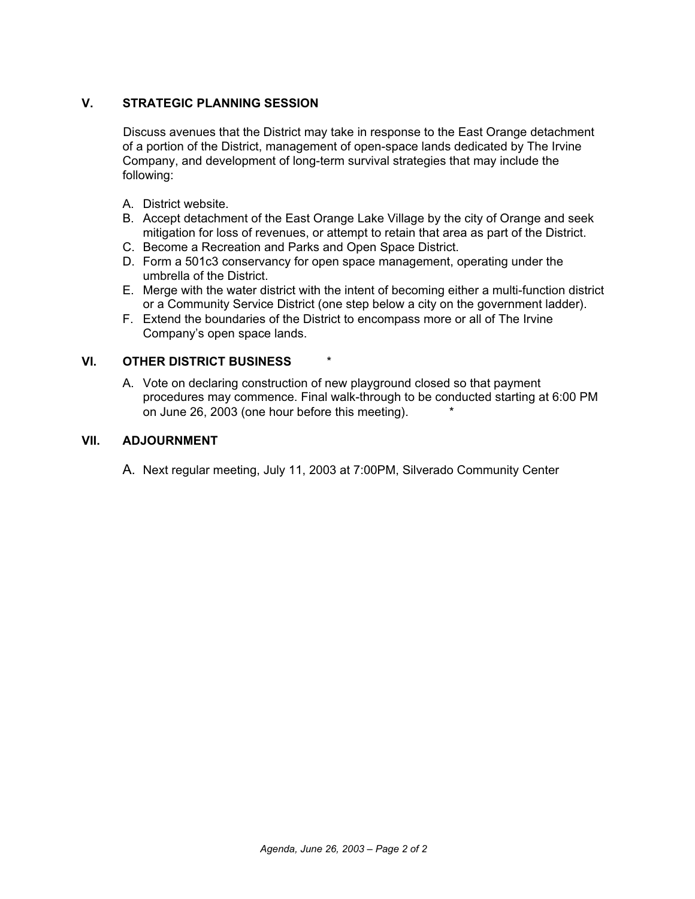## V. STRATEGIC PLANNING SESSION

Discuss avenues that the District may take in response to the East Orange detachment of a portion of the District, management of open-space lands dedicated by The Irvine Company, and development of long-term survival strategies that may include the following:

A. District website.
B. Accept detachment of the East Orange Lake Village by the city of Orange and seek mitigation for loss of revenues, or attempt to retain that area as part of the District.
C. Become a Recreation and Parks and Open Space District.
D. Form a 501c3 conservancy for open space management, operating under the umbrella of the District.
E. Merge with the water district with the intent of becoming either a multi-function district or a Community Service District (one step below a city on the government ladder).
F. Extend the boundaries of the District to encompass more or all of The Irvine Company's open space lands.

## VI. OTHER DISTRICT BUSINESS *

A. Vote on declaring construction of new playground closed so that payment procedures may commence. Final walk-through to be conducted starting at 6:00 PM on June 26, 2003 (one hour before this meeting). *

## VII. ADJOURNMENT

A. Next regular meeting, July 11, 2003 at 7:00PM, Silverado Community Center